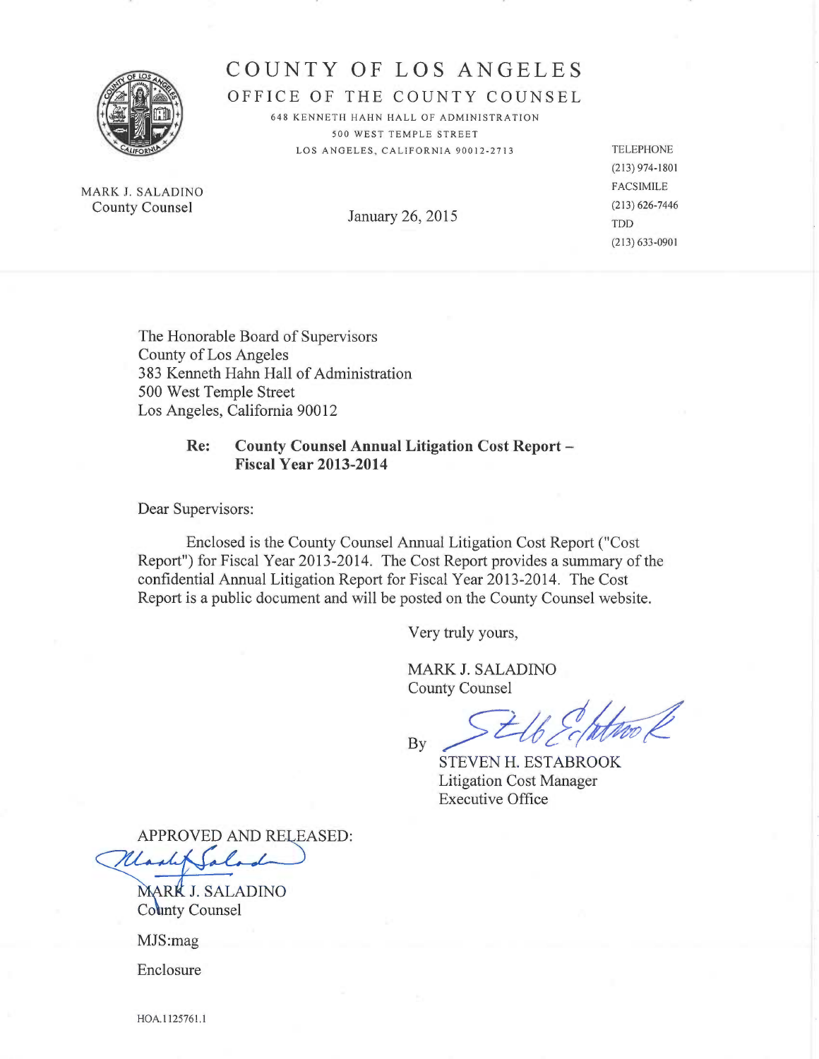# COUNTY OF LOS ANGELES

## OFFICE OF THE COUNTY COUNSEL

648 KENNETH HAHN HALL OF ADMINISTRATION
500 WEST TEMPLE STREET
LOS ANGELES, CALIFORNIA 90012-2713

MARK J. SALADINO
County Counsel

January 26, 2015

TELEPHONE
(213) 974-1801
FACSIMILE
(213) 626-7446
TDD
(213) 633-0901

The Honorable Board of Supervisors
County of Los Angeles
383 Kenneth Hahn Hall of Administration
500 West Temple Street
Los Angeles, California 90012

**Re: County Counsel Annual Litigation Cost Report – Fiscal Year 2013-2014**

Dear Supervisors:

Enclosed is the County Counsel Annual Litigation Cost Report ("Cost Report") for Fiscal Year 2013-2014. The Cost Report provides a summary of the confidential Annual Litigation Report for Fiscal Year 2013-2014. The Cost Report is a public document and will be posted on the County Counsel website.

Very truly yours,

MARK J. SALADINO
County Counsel

By

STEVEN H. ESTABROOK
Litigation Cost Manager
Executive Office

APPROVED AND RELEASED:

MARK J. SALADINO
County Counsel

MJS:mag

Enclosure

HOA.1125761.1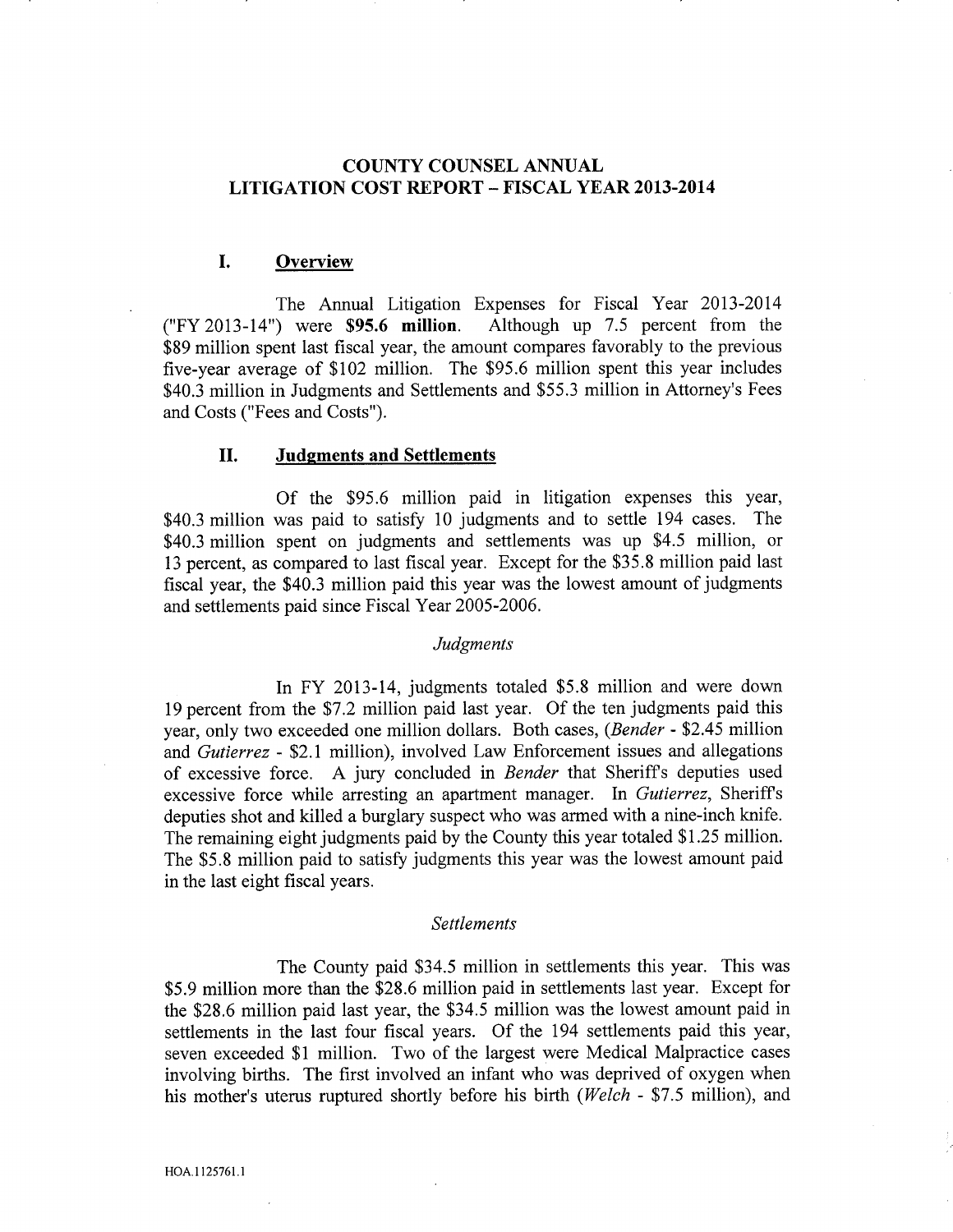# COUNTY COUNSEL ANNUAL LITIGATION COST REPORT – FISCAL YEAR 2013-2014

## I. Overview

The Annual Litigation Expenses for Fiscal Year 2013-2014 ("FY 2013-14") were **$95.6 million**. Although up 7.5 percent from the $89 million spent last fiscal year, the amount compares favorably to the previous five-year average of $102 million. The $95.6 million spent this year includes $40.3 million in Judgments and Settlements and $55.3 million in Attorney's Fees and Costs ("Fees and Costs").

## II. Judgments and Settlements

Of the $95.6 million paid in litigation expenses this year, $40.3 million was paid to satisfy 10 judgments and to settle 194 cases. The $40.3 million spent on judgments and settlements was up $4.5 million, or 13 percent, as compared to last fiscal year. Except for the $35.8 million paid last fiscal year, the $40.3 million paid this year was the lowest amount of judgments and settlements paid since Fiscal Year 2005-2006.

### *Judgments*

In FY 2013-14, judgments totaled $5.8 million and were down 19 percent from the $7.2 million paid last year. Of the ten judgments paid this year, only two exceeded one million dollars. Both cases, (*Bender* - $2.45 million and *Gutierrez* - $2.1 million), involved Law Enforcement issues and allegations of excessive force. A jury concluded in *Bender* that Sheriff's deputies used excessive force while arresting an apartment manager. In *Gutierrez*, Sheriff's deputies shot and killed a burglary suspect who was armed with a nine-inch knife. The remaining eight judgments paid by the County this year totaled $1.25 million. The $5.8 million paid to satisfy judgments this year was the lowest amount paid in the last eight fiscal years.

### *Settlements*

The County paid $34.5 million in settlements this year. This was $5.9 million more than the $28.6 million paid in settlements last year. Except for the $28.6 million paid last year, the $34.5 million was the lowest amount paid in settlements in the last four fiscal years. Of the 194 settlements paid this year, seven exceeded $1 million. Two of the largest were Medical Malpractice cases involving births. The first involved an infant who was deprived of oxygen when his mother's uterus ruptured shortly before his birth (*Welch* - $7.5 million), and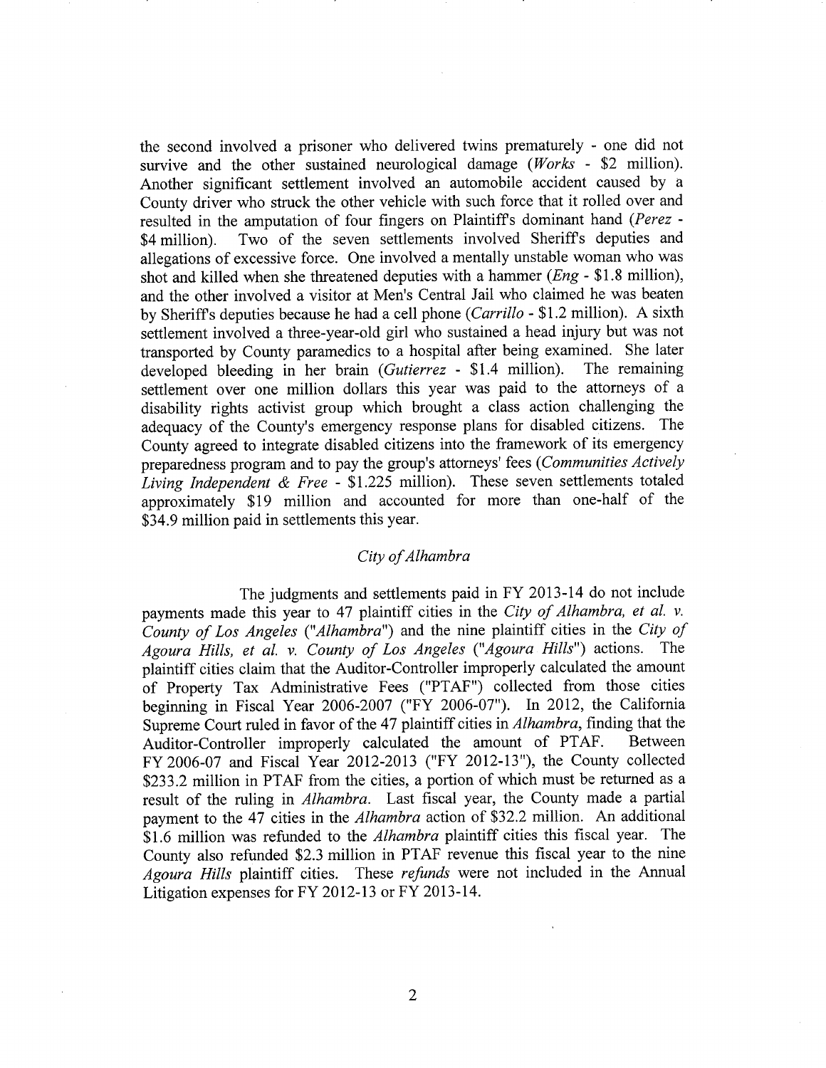the second involved a prisoner who delivered twins prematurely - one did not survive and the other sustained neurological damage (*Works* - $2 million). Another significant settlement involved an automobile accident caused by a County driver who struck the other vehicle with such force that it rolled over and resulted in the amputation of four fingers on Plaintiff's dominant hand (*Perez* - $4 million). Two of the seven settlements involved Sheriff's deputies and allegations of excessive force. One involved a mentally unstable woman who was shot and killed when she threatened deputies with a hammer (*Eng* - $1.8 million), and the other involved a visitor at Men's Central Jail who claimed he was beaten by Sheriff's deputies because he had a cell phone (*Carrillo* - $1.2 million). A sixth settlement involved a three-year-old girl who sustained a head injury but was not transported by County paramedics to a hospital after being examined. She later developed bleeding in her brain (*Gutierrez* - $1.4 million). The remaining settlement over one million dollars this year was paid to the attorneys of a disability rights activist group which brought a class action challenging the adequacy of the County's emergency response plans for disabled citizens. The County agreed to integrate disabled citizens into the framework of its emergency preparedness program and to pay the group's attorneys' fees (*Communities Actively Living Independent & Free* - $1.225 million). These seven settlements totaled approximately $19 million and accounted for more than one-half of the $34.9 million paid in settlements this year.

### *City of Alhambra*

The judgments and settlements paid in FY 2013-14 do not include payments made this year to 47 plaintiff cities in the *City of Alhambra, et al. v. County of Los Angeles* ("*Alhambra*") and the nine plaintiff cities in the *City of Agoura Hills, et al. v. County of Los Angeles* ("*Agoura Hills*") actions. The plaintiff cities claim that the Auditor-Controller improperly calculated the amount of Property Tax Administrative Fees ("PTAF") collected from those cities beginning in Fiscal Year 2006-2007 ("FY 2006-07"). In 2012, the California Supreme Court ruled in favor of the 47 plaintiff cities in *Alhambra*, finding that the Auditor-Controller improperly calculated the amount of PTAF. Between FY 2006-07 and Fiscal Year 2012-2013 ("FY 2012-13"), the County collected $233.2 million in PTAF from the cities, a portion of which must be returned as a result of the ruling in *Alhambra*. Last fiscal year, the County made a partial payment to the 47 cities in the *Alhambra* action of $32.2 million. An additional $1.6 million was refunded to the *Alhambra* plaintiff cities this fiscal year. The County also refunded $2.3 million in PTAF revenue this fiscal year to the nine *Agoura Hills* plaintiff cities. These *refunds* were not included in the Annual Litigation expenses for FY 2012-13 or FY 2013-14.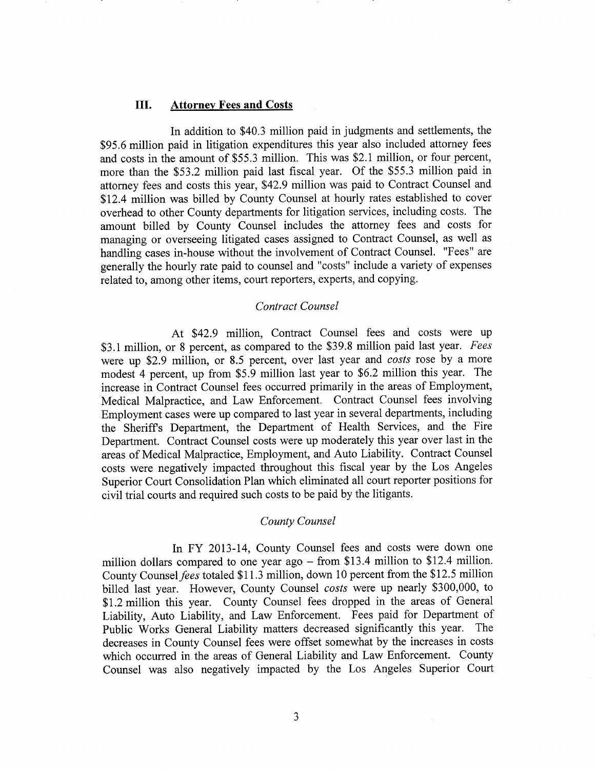## III. Attorney Fees and Costs

In addition to $40.3 million paid in judgments and settlements, the $95.6 million paid in litigation expenditures this year also included attorney fees and costs in the amount of $55.3 million. This was $2.1 million, or four percent, more than the $53.2 million paid last fiscal year. Of the $55.3 million paid in attorney fees and costs this year, $42.9 million was paid to Contract Counsel and $12.4 million was billed by County Counsel at hourly rates established to cover overhead to other County departments for litigation services, including costs. The amount billed by County Counsel includes the attorney fees and costs for managing or overseeing litigated cases assigned to Contract Counsel, as well as handling cases in-house without the involvement of Contract Counsel. "Fees" are generally the hourly rate paid to counsel and "costs" include a variety of expenses related to, among other items, court reporters, experts, and copying.

### *Contract Counsel*

At $42.9 million, Contract Counsel fees and costs were up $3.1 million, or 8 percent, as compared to the $39.8 million paid last year. *Fees* were up $2.9 million, or 8.5 percent, over last year and *costs* rose by a more modest 4 percent, up from $5.9 million last year to $6.2 million this year. The increase in Contract Counsel fees occurred primarily in the areas of Employment, Medical Malpractice, and Law Enforcement. Contract Counsel fees involving Employment cases were up compared to last year in several departments, including the Sheriff's Department, the Department of Health Services, and the Fire Department. Contract Counsel costs were up moderately this year over last in the areas of Medical Malpractice, Employment, and Auto Liability. Contract Counsel costs were negatively impacted throughout this fiscal year by the Los Angeles Superior Court Consolidation Plan which eliminated all court reporter positions for civil trial courts and required such costs to be paid by the litigants.

### *County Counsel*

In FY 2013-14, County Counsel fees and costs were down one million dollars compared to one year ago – from $13.4 million to $12.4 million. County Counsel *fees* totaled $11.3 million, down 10 percent from the $12.5 million billed last year. However, County Counsel *costs* were up nearly $300,000, to $1.2 million this year. County Counsel fees dropped in the areas of General Liability, Auto Liability, and Law Enforcement. Fees paid for Department of Public Works General Liability matters decreased significantly this year. The decreases in County Counsel fees were offset somewhat by the increases in costs which occurred in the areas of General Liability and Law Enforcement. County Counsel was also negatively impacted by the Los Angeles Superior Court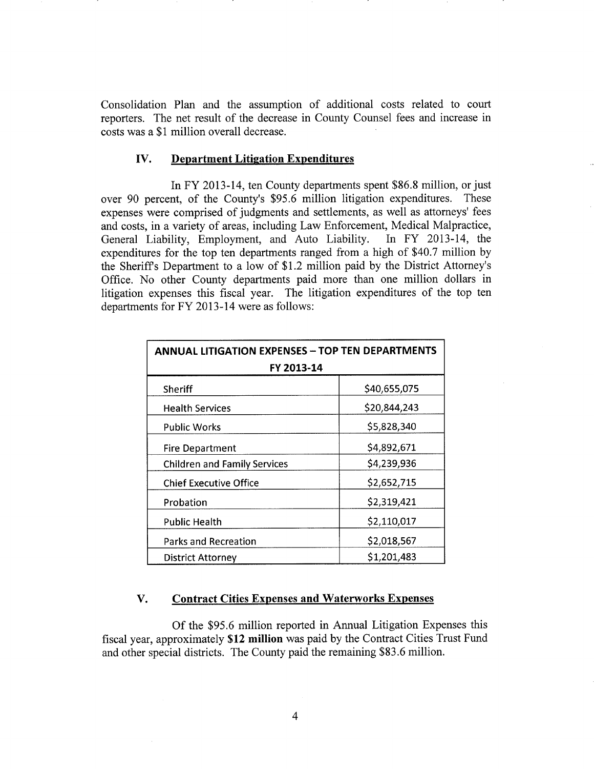Consolidation Plan and the assumption of additional costs related to court reporters. The net result of the decrease in County Counsel fees and increase in costs was a $1 million overall decrease.

## IV. Department Litigation Expenditures

In FY 2013-14, ten County departments spent $86.8 million, or just over 90 percent, of the County's $95.6 million litigation expenditures. These expenses were comprised of judgments and settlements, as well as attorneys' fees and costs, in a variety of areas, including Law Enforcement, Medical Malpractice, General Liability, Employment, and Auto Liability. In FY 2013-14, the expenditures for the top ten departments ranged from a high of $40.7 million by the Sheriff's Department to a low of $1.2 million paid by the District Attorney's Office. No other County departments paid more than one million dollars in litigation expenses this fiscal year. The litigation expenditures of the top ten departments for FY 2013-14 were as follows:

| ANNUAL LITIGATION EXPENSES – TOP TEN DEPARTMENTS FY 2013-14 | |
|---|---|
| Sheriff | $40,655,075 |
| Health Services | $20,844,243 |
| Public Works | $5,828,340 |
| Fire Department | $4,892,671 |
| Children and Family Services | $4,239,936 |
| Chief Executive Office | $2,652,715 |
| Probation | $2,319,421 |
| Public Health | $2,110,017 |
| Parks and Recreation | $2,018,567 |
| District Attorney | $1,201,483 |

## V. Contract Cities Expenses and Waterworks Expenses

Of the $95.6 million reported in Annual Litigation Expenses this fiscal year, approximately **$12 million** was paid by the Contract Cities Trust Fund and other special districts. The County paid the remaining $83.6 million.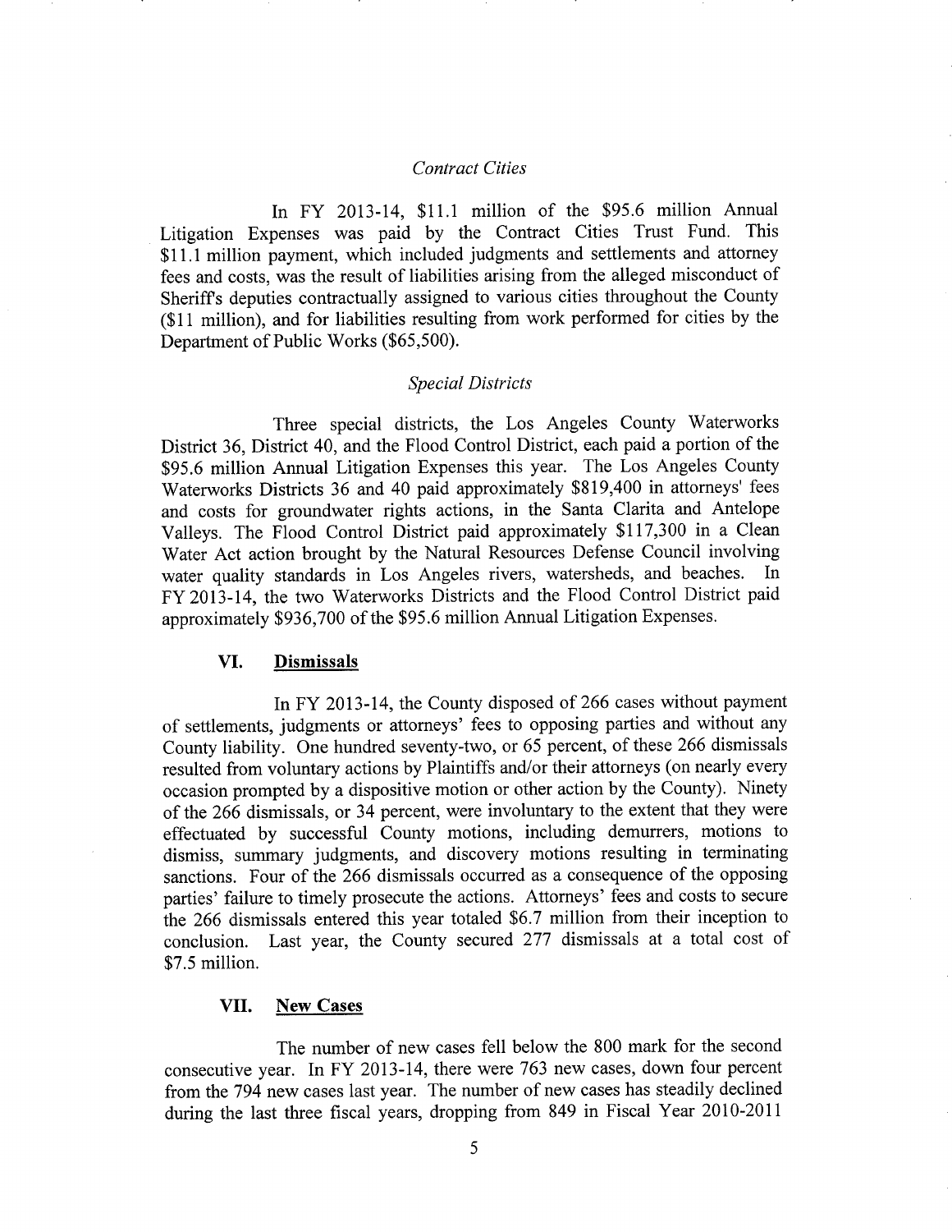*Contract Cities*

In FY 2013-14, \$11.1 million of the \$95.6 million Annual Litigation Expenses was paid by the Contract Cities Trust Fund. This \$11.1 million payment, which included judgments and settlements and attorney fees and costs, was the result of liabilities arising from the alleged misconduct of Sheriff's deputies contractually assigned to various cities throughout the County (\$11 million), and for liabilities resulting from work performed for cities by the Department of Public Works (\$65,500).

*Special Districts*

Three special districts, the Los Angeles County Waterworks District 36, District 40, and the Flood Control District, each paid a portion of the \$95.6 million Annual Litigation Expenses this year. The Los Angeles County Waterworks Districts 36 and 40 paid approximately \$819,400 in attorneys' fees and costs for groundwater rights actions, in the Santa Clarita and Antelope Valleys. The Flood Control District paid approximately \$117,300 in a Clean Water Act action brought by the Natural Resources Defense Council involving water quality standards in Los Angeles rivers, watersheds, and beaches. In FY 2013-14, the two Waterworks Districts and the Flood Control District paid approximately \$936,700 of the \$95.6 million Annual Litigation Expenses.

## VI. <u>Dismissals</u>

In FY 2013-14, the County disposed of 266 cases without payment of settlements, judgments or attorneys' fees to opposing parties and without any County liability. One hundred seventy-two, or 65 percent, of these 266 dismissals resulted from voluntary actions by Plaintiffs and/or their attorneys (on nearly every occasion prompted by a dispositive motion or other action by the County). Ninety of the 266 dismissals, or 34 percent, were involuntary to the extent that they were effectuated by successful County motions, including demurrers, motions to dismiss, summary judgments, and discovery motions resulting in terminating sanctions. Four of the 266 dismissals occurred as a consequence of the opposing parties' failure to timely prosecute the actions. Attorneys' fees and costs to secure the 266 dismissals entered this year totaled \$6.7 million from their inception to conclusion. Last year, the County secured 277 dismissals at a total cost of \$7.5 million.

## VII. <u>New Cases</u>

The number of new cases fell below the 800 mark for the second consecutive year. In FY 2013-14, there were 763 new cases, down four percent from the 794 new cases last year. The number of new cases has steadily declined during the last three fiscal years, dropping from 849 in Fiscal Year 2010-2011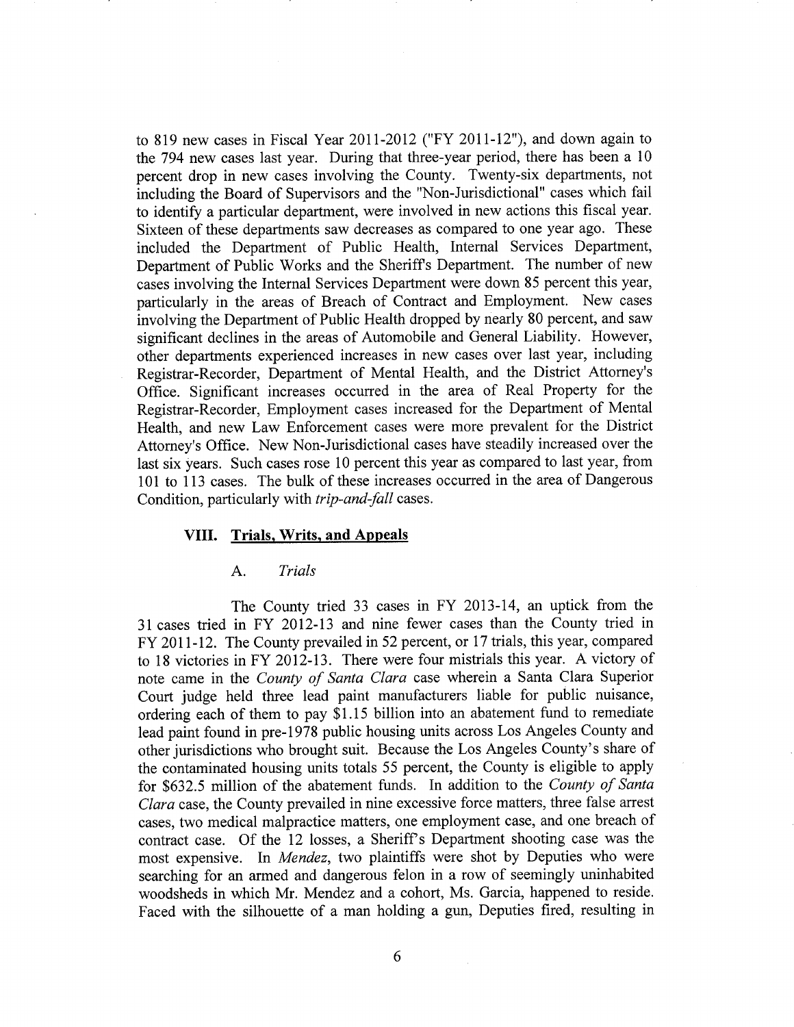to 819 new cases in Fiscal Year 2011-2012 ("FY 2011-12"), and down again to the 794 new cases last year. During that three-year period, there has been a 10 percent drop in new cases involving the County. Twenty-six departments, not including the Board of Supervisors and the "Non-Jurisdictional" cases which fail to identify a particular department, were involved in new actions this fiscal year. Sixteen of these departments saw decreases as compared to one year ago. These included the Department of Public Health, Internal Services Department, Department of Public Works and the Sheriff's Department. The number of new cases involving the Internal Services Department were down 85 percent this year, particularly in the areas of Breach of Contract and Employment. New cases involving the Department of Public Health dropped by nearly 80 percent, and saw significant declines in the areas of Automobile and General Liability. However, other departments experienced increases in new cases over last year, including Registrar-Recorder, Department of Mental Health, and the District Attorney's Office. Significant increases occurred in the area of Real Property for the Registrar-Recorder, Employment cases increased for the Department of Mental Health, and new Law Enforcement cases were more prevalent for the District Attorney's Office. New Non-Jurisdictional cases have steadily increased over the last six years. Such cases rose 10 percent this year as compared to last year, from 101 to 113 cases. The bulk of these increases occurred in the area of Dangerous Condition, particularly with *trip-and-fall* cases.

## VIII. Trials, Writs, and Appeals

### A. *Trials*

The County tried 33 cases in FY 2013-14, an uptick from the 31 cases tried in FY 2012-13 and nine fewer cases than the County tried in FY 2011-12. The County prevailed in 52 percent, or 17 trials, this year, compared to 18 victories in FY 2012-13. There were four mistrials this year. A victory of note came in the *County of Santa Clara* case wherein a Santa Clara Superior Court judge held three lead paint manufacturers liable for public nuisance, ordering each of them to pay $1.15 billion into an abatement fund to remediate lead paint found in pre-1978 public housing units across Los Angeles County and other jurisdictions who brought suit. Because the Los Angeles County's share of the contaminated housing units totals 55 percent, the County is eligible to apply for $632.5 million of the abatement funds. In addition to the *County of Santa Clara* case, the County prevailed in nine excessive force matters, three false arrest cases, two medical malpractice matters, one employment case, and one breach of contract case. Of the 12 losses, a Sheriff's Department shooting case was the most expensive. In *Mendez*, two plaintiffs were shot by Deputies who were searching for an armed and dangerous felon in a row of seemingly uninhabited woodsheds in which Mr. Mendez and a cohort, Ms. Garcia, happened to reside. Faced with the silhouette of a man holding a gun, Deputies fired, resulting in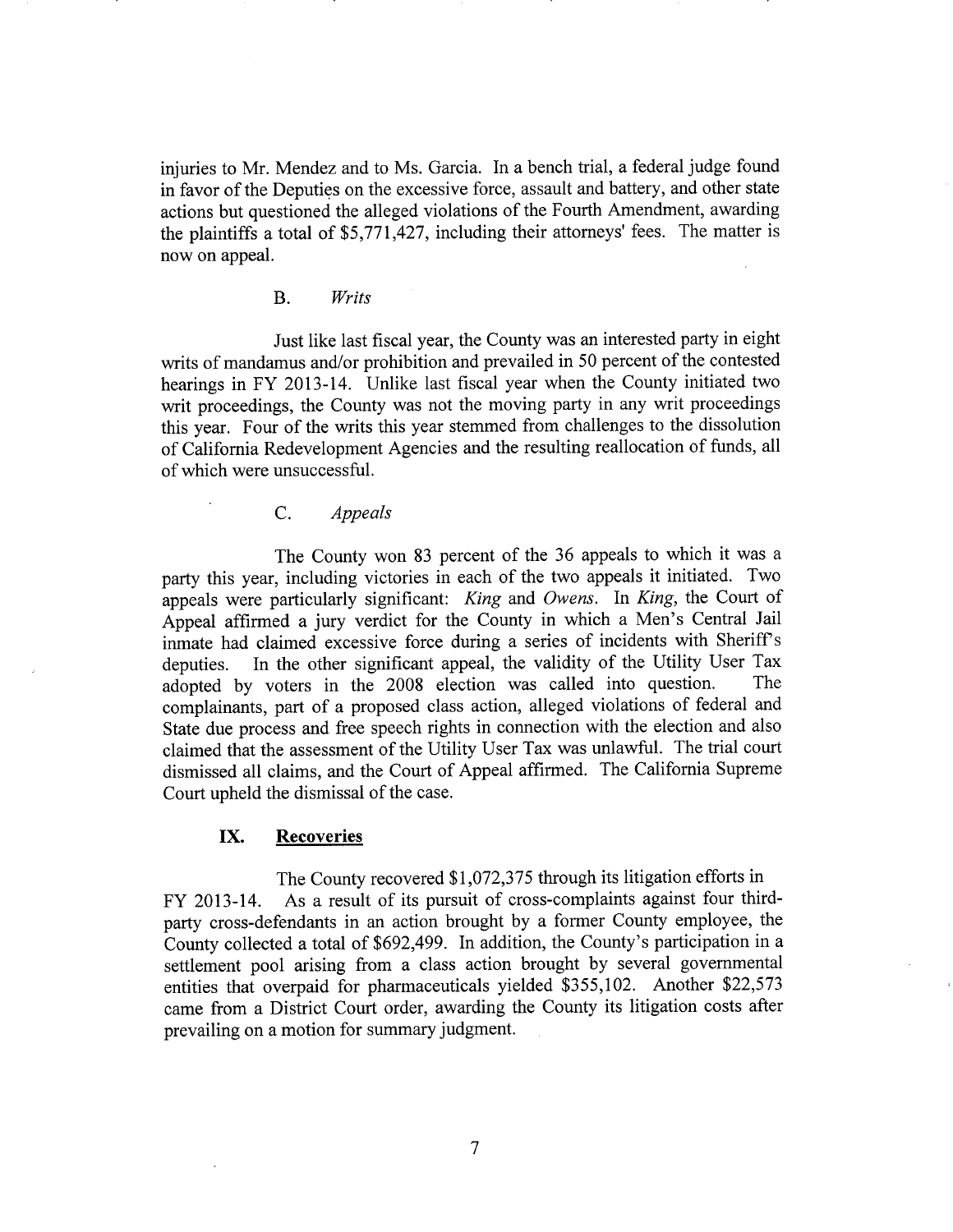injuries to Mr. Mendez and to Ms. Garcia. In a bench trial, a federal judge found in favor of the Deputies on the excessive force, assault and battery, and other state actions but questioned the alleged violations of the Fourth Amendment, awarding the plaintiffs a total of $5,771,427, including their attorneys' fees. The matter is now on appeal.

### B. *Writs*

Just like last fiscal year, the County was an interested party in eight writs of mandamus and/or prohibition and prevailed in 50 percent of the contested hearings in FY 2013-14. Unlike last fiscal year when the County initiated two writ proceedings, the County was not the moving party in any writ proceedings this year. Four of the writs this year stemmed from challenges to the dissolution of California Redevelopment Agencies and the resulting reallocation of funds, all of which were unsuccessful.

### C. *Appeals*

The County won 83 percent of the 36 appeals to which it was a party this year, including victories in each of the two appeals it initiated. Two appeals were particularly significant: *King* and *Owens*. In *King*, the Court of Appeal affirmed a jury verdict for the County in which a Men's Central Jail inmate had claimed excessive force during a series of incidents with Sheriff's deputies. In the other significant appeal, the validity of the Utility User Tax adopted by voters in the 2008 election was called into question. The complainants, part of a proposed class action, alleged violations of federal and State due process and free speech rights in connection with the election and also claimed that the assessment of the Utility User Tax was unlawful. The trial court dismissed all claims, and the Court of Appeal affirmed. The California Supreme Court upheld the dismissal of the case.

## IX. **Recoveries**

The County recovered $1,072,375 through its litigation efforts in FY 2013-14. As a result of its pursuit of cross-complaints against four third-party cross-defendants in an action brought by a former County employee, the County collected a total of $692,499. In addition, the County's participation in a settlement pool arising from a class action brought by several governmental entities that overpaid for pharmaceuticals yielded $355,102. Another $22,573 came from a District Court order, awarding the County its litigation costs after prevailing on a motion for summary judgment.